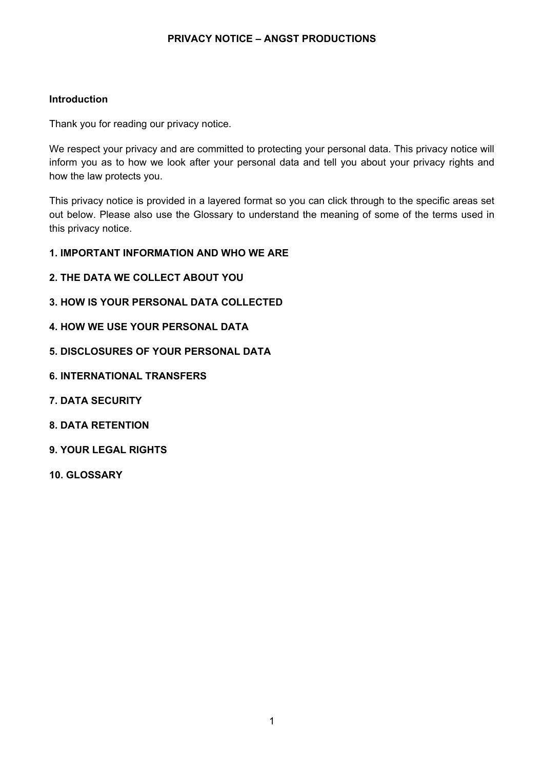# PRIVACY NOTICE – ANGST PRODUCTIONS

## Introduction

Thank you for reading our privacy notice.

We respect your privacy and are committed to protecting your personal data. This privacy notice will inform you as to how we look after your personal data and tell you about your privacy rights and how the law protects you.

This privacy notice is provided in a layered format so you can click through to the specific areas set out below. Please also use the Glossary to understand the meaning of some of the terms used in this privacy notice.

**1. IMPORTANT INFORMATION AND WHO WE ARE**

**2. THE DATA WE COLLECT ABOUT YOU**

**3. HOW IS YOUR PERSONAL DATA COLLECTED**

**4. HOW WE USE YOUR PERSONAL DATA**

**5. DISCLOSURES OF YOUR PERSONAL DATA**

**6. INTERNATIONAL TRANSFERS**

**7. DATA SECURITY**

**8. DATA RETENTION**

**9. YOUR LEGAL RIGHTS**

**10. GLOSSARY**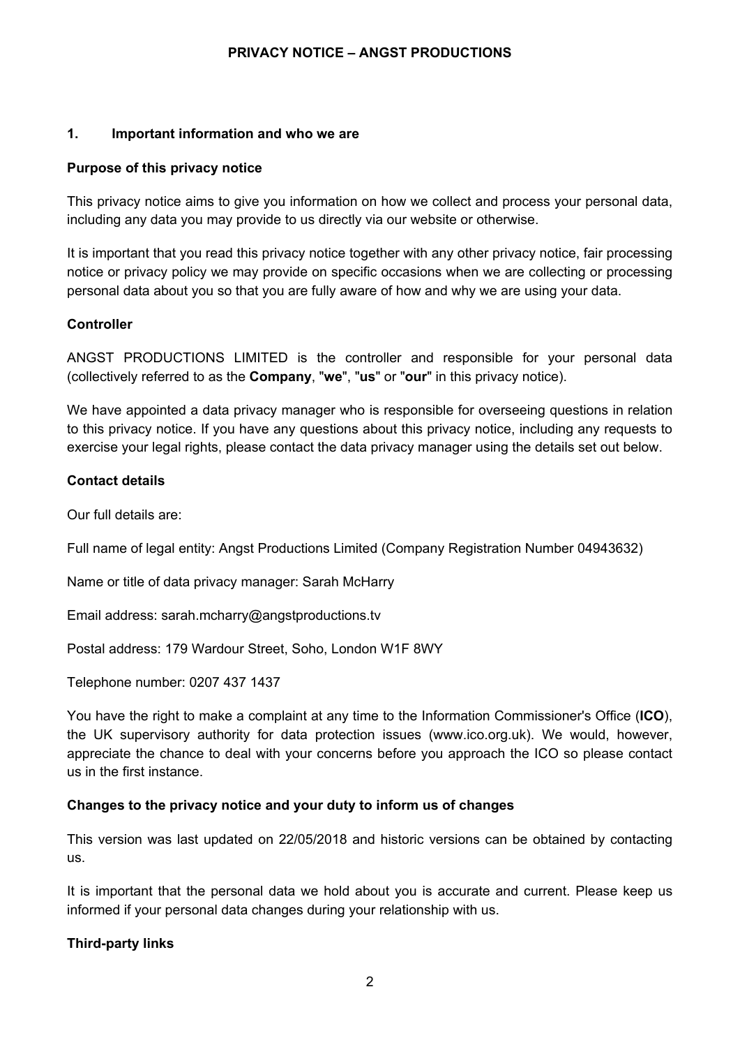# PRIVACY NOTICE – ANGST PRODUCTIONS

## 1. Important information and who we are

**Purpose of this privacy notice**

This privacy notice aims to give you information on how we collect and process your personal data, including any data you may provide to us directly via our website or otherwise.

It is important that you read this privacy notice together with any other privacy notice, fair processing notice or privacy policy we may provide on specific occasions when we are collecting or processing personal data about you so that you are fully aware of how and why we are using your data.

**Controller**

ANGST PRODUCTIONS LIMITED is the controller and responsible for your personal data (collectively referred to as the **Company**, "**we**", "**us**" or "**our**" in this privacy notice).

We have appointed a data privacy manager who is responsible for overseeing questions in relation to this privacy notice. If you have any questions about this privacy notice, including any requests to exercise your legal rights, please contact the data privacy manager using the details set out below.

**Contact details**

Our full details are:

Full name of legal entity: Angst Productions Limited (Company Registration Number 04943632)

Name or title of data privacy manager: Sarah McHarry

Email address: sarah.mcharry@angstproductions.tv

Postal address: 179 Wardour Street, Soho, London W1F 8WY

Telephone number: 0207 437 1437

You have the right to make a complaint at any time to the Information Commissioner's Office (**ICO**), the UK supervisory authority for data protection issues (www.ico.org.uk). We would, however, appreciate the chance to deal with your concerns before you approach the ICO so please contact us in the first instance.

**Changes to the privacy notice and your duty to inform us of changes**

This version was last updated on 22/05/2018 and historic versions can be obtained by contacting us.

It is important that the personal data we hold about you is accurate and current. Please keep us informed if your personal data changes during your relationship with us.

**Third-party links**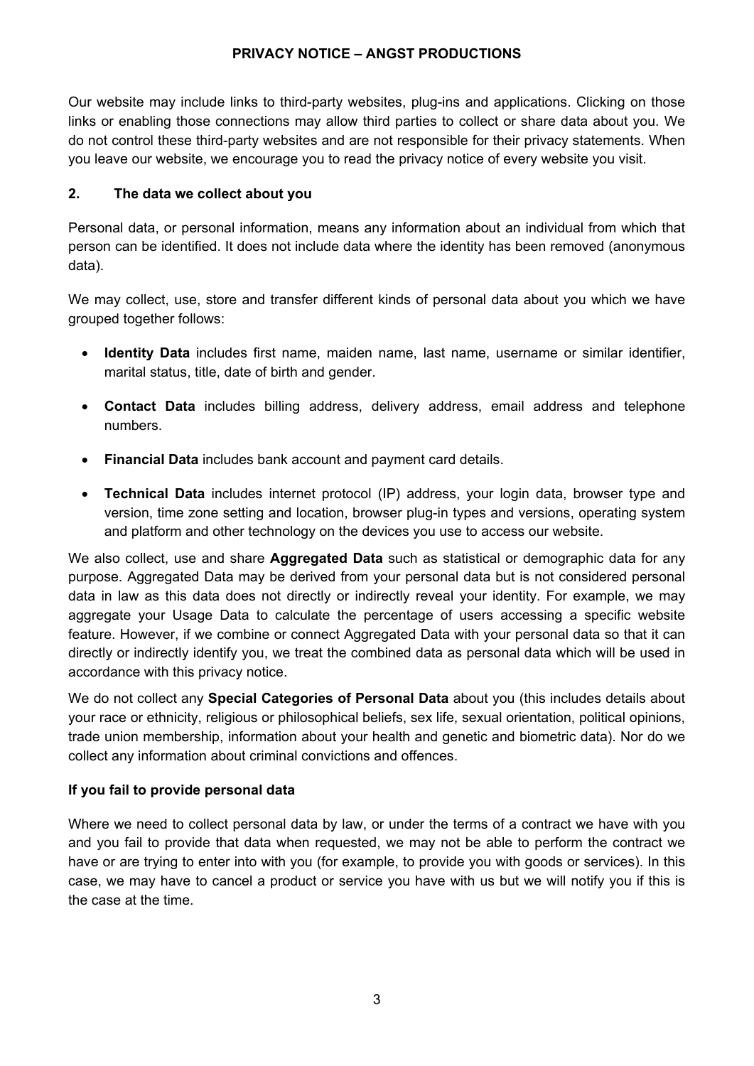Our website may include links to third-party websites, plug-ins and applications. Clicking on those links or enabling those connections may allow third parties to collect or share data about you. We do not control these third-party websites and are not responsible for their privacy statements. When you leave our website, we encourage you to read the privacy notice of every website you visit.

## 2. The data we collect about you

Personal data, or personal information, means any information about an individual from which that person can be identified. It does not include data where the identity has been removed (anonymous data).

We may collect, use, store and transfer different kinds of personal data about you which we have grouped together follows:

- **Identity Data** includes first name, maiden name, last name, username or similar identifier, marital status, title, date of birth and gender.
- **Contact Data** includes billing address, delivery address, email address and telephone numbers.
- **Financial Data** includes bank account and payment card details.
- **Technical Data** includes internet protocol (IP) address, your login data, browser type and version, time zone setting and location, browser plug-in types and versions, operating system and platform and other technology on the devices you use to access our website.

We also collect, use and share **Aggregated Data** such as statistical or demographic data for any purpose. Aggregated Data may be derived from your personal data but is not considered personal data in law as this data does not directly or indirectly reveal your identity. For example, we may aggregate your Usage Data to calculate the percentage of users accessing a specific website feature. However, if we combine or connect Aggregated Data with your personal data so that it can directly or indirectly identify you, we treat the combined data as personal data which will be used in accordance with this privacy notice.

We do not collect any **Special Categories of Personal Data** about you (this includes details about your race or ethnicity, religious or philosophical beliefs, sex life, sexual orientation, political opinions, trade union membership, information about your health and genetic and biometric data). Nor do we collect any information about criminal convictions and offences.

### If you fail to provide personal data

Where we need to collect personal data by law, or under the terms of a contract we have with you and you fail to provide that data when requested, we may not be able to perform the contract we have or are trying to enter into with you (for example, to provide you with goods or services). In this case, we may have to cancel a product or service you have with us but we will notify you if this is the case at the time.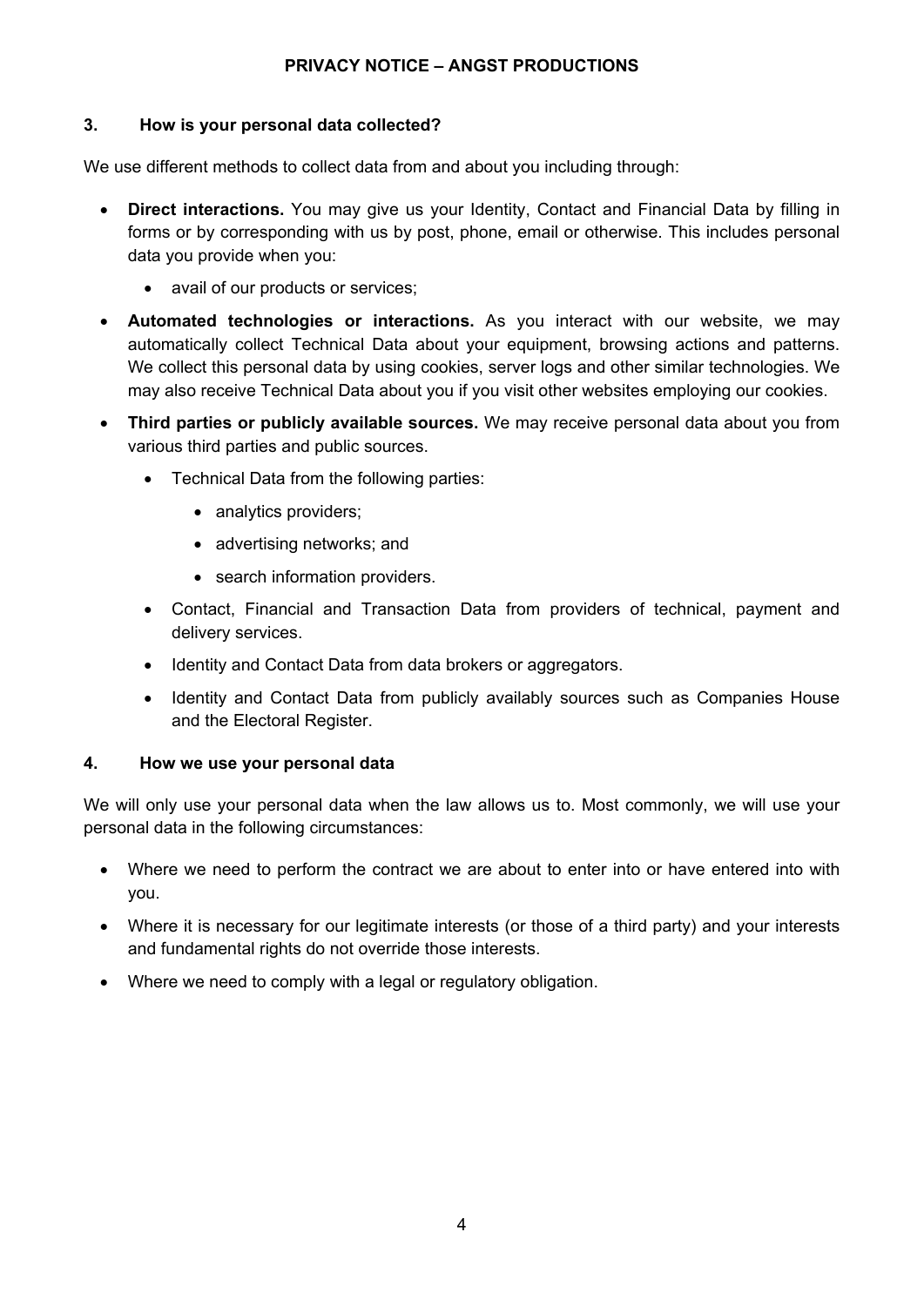## 3. How is your personal data collected?

We use different methods to collect data from and about you including through:

- **Direct interactions.** You may give us your Identity, Contact and Financial Data by filling in forms or by corresponding with us by post, phone, email or otherwise. This includes personal data you provide when you:
    - avail of our products or services;
- **Automated technologies or interactions.** As you interact with our website, we may automatically collect Technical Data about your equipment, browsing actions and patterns. We collect this personal data by using cookies, server logs and other similar technologies. We may also receive Technical Data about you if you visit other websites employing our cookies.
- **Third parties or publicly available sources.** We may receive personal data about you from various third parties and public sources.
    - Technical Data from the following parties:
        - analytics providers;
        - advertising networks; and
        - search information providers.
    - Contact, Financial and Transaction Data from providers of technical, payment and delivery services.
    - Identity and Contact Data from data brokers or aggregators.
    - Identity and Contact Data from publicly availably sources such as Companies House and the Electoral Register.

## 4. How we use your personal data

We will only use your personal data when the law allows us to. Most commonly, we will use your personal data in the following circumstances:

- Where we need to perform the contract we are about to enter into or have entered into with you.
- Where it is necessary for our legitimate interests (or those of a third party) and your interests and fundamental rights do not override those interests.
- Where we need to comply with a legal or regulatory obligation.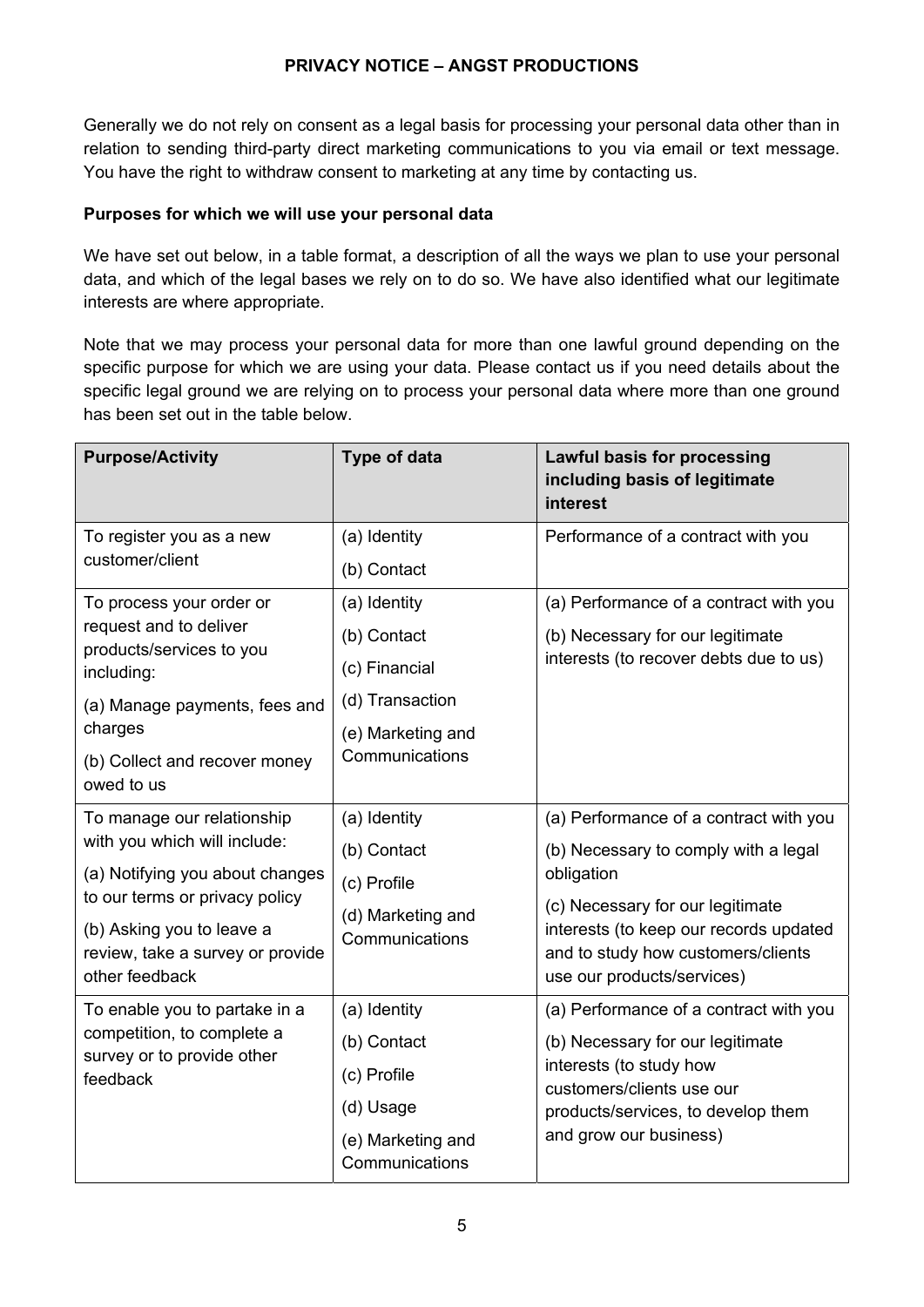Generally we do not rely on consent as a legal basis for processing your personal data other than in relation to sending third-party direct marketing communications to you via email or text message. You have the right to withdraw consent to marketing at any time by contacting us.

**Purposes for which we will use your personal data**

We have set out below, in a table format, a description of all the ways we plan to use your personal data, and which of the legal bases we rely on to do so. We have also identified what our legitimate interests are where appropriate.

Note that we may process your personal data for more than one lawful ground depending on the specific purpose for which we are using your data. Please contact us if you need details about the specific legal ground we are relying on to process your personal data where more than one ground has been set out in the table below.

| Purpose/Activity | Type of data | Lawful basis for processing including basis of legitimate interest |
|---|---|---|
| To register you as a new customer/client | (a) Identity<br>(b) Contact | Performance of a contract with you |
| To process your order or request and to deliver products/services to you including:<br>(a) Manage payments, fees and charges<br>(b) Collect and recover money owed to us | (a) Identity<br>(b) Contact<br>(c) Financial<br>(d) Transaction<br>(e) Marketing and Communications | (a) Performance of a contract with you<br>(b) Necessary for our legitimate interests (to recover debts due to us) |
| To manage our relationship with you which will include:<br>(a) Notifying you about changes to our terms or privacy policy<br>(b) Asking you to leave a review, take a survey or provide other feedback | (a) Identity<br>(b) Contact<br>(c) Profile<br>(d) Marketing and Communications | (a) Performance of a contract with you<br>(b) Necessary to comply with a legal obligation<br>(c) Necessary for our legitimate interests (to keep our records updated and to study how customers/clients use our products/services) |
| To enable you to partake in a competition, to complete a survey or to provide other feedback | (a) Identity<br>(b) Contact<br>(c) Profile<br>(d) Usage<br>(e) Marketing and Communications | (a) Performance of a contract with you<br>(b) Necessary for our legitimate interests (to study how customers/clients use our products/services, to develop them and grow our business) |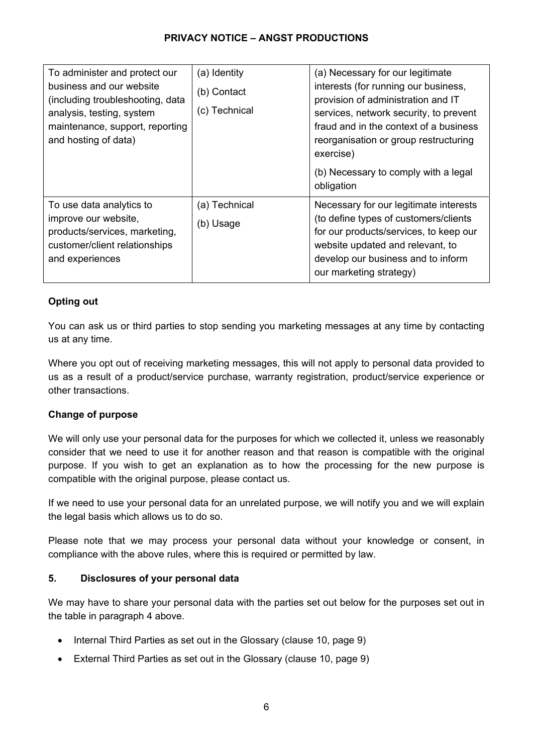| To administer and protect our business and our website (including troubleshooting, data analysis, testing, system maintenance, support, reporting and hosting of data) | (a) Identity<br>(b) Contact<br>(c) Technical | (a) Necessary for our legitimate interests (for running our business, provision of administration and IT services, network security, to prevent fraud and in the context of a business reorganisation or group restructuring exercise)<br>(b) Necessary to comply with a legal obligation |
|---|---|---|
| To use data analytics to improve our website, products/services, marketing, customer/client relationships and experiences | (a) Technical<br>(b) Usage | Necessary for our legitimate interests (to define types of customers/clients for our products/services, to keep our website updated and relevant, to develop our business and to inform our marketing strategy) |

**Opting out**

You can ask us or third parties to stop sending you marketing messages at any time by contacting us at any time.

Where you opt out of receiving marketing messages, this will not apply to personal data provided to us as a result of a product/service purchase, warranty registration, product/service experience or other transactions.

**Change of purpose**

We will only use your personal data for the purposes for which we collected it, unless we reasonably consider that we need to use it for another reason and that reason is compatible with the original purpose. If you wish to get an explanation as to how the processing for the new purpose is compatible with the original purpose, please contact us.

If we need to use your personal data for an unrelated purpose, we will notify you and we will explain the legal basis which allows us to do so.

Please note that we may process your personal data without your knowledge or consent, in compliance with the above rules, where this is required or permitted by law.

## 5. Disclosures of your personal data

We may have to share your personal data with the parties set out below for the purposes set out in the table in paragraph 4 above.

- Internal Third Parties as set out in the Glossary (clause 10, page 9)
- External Third Parties as set out in the Glossary (clause 10, page 9)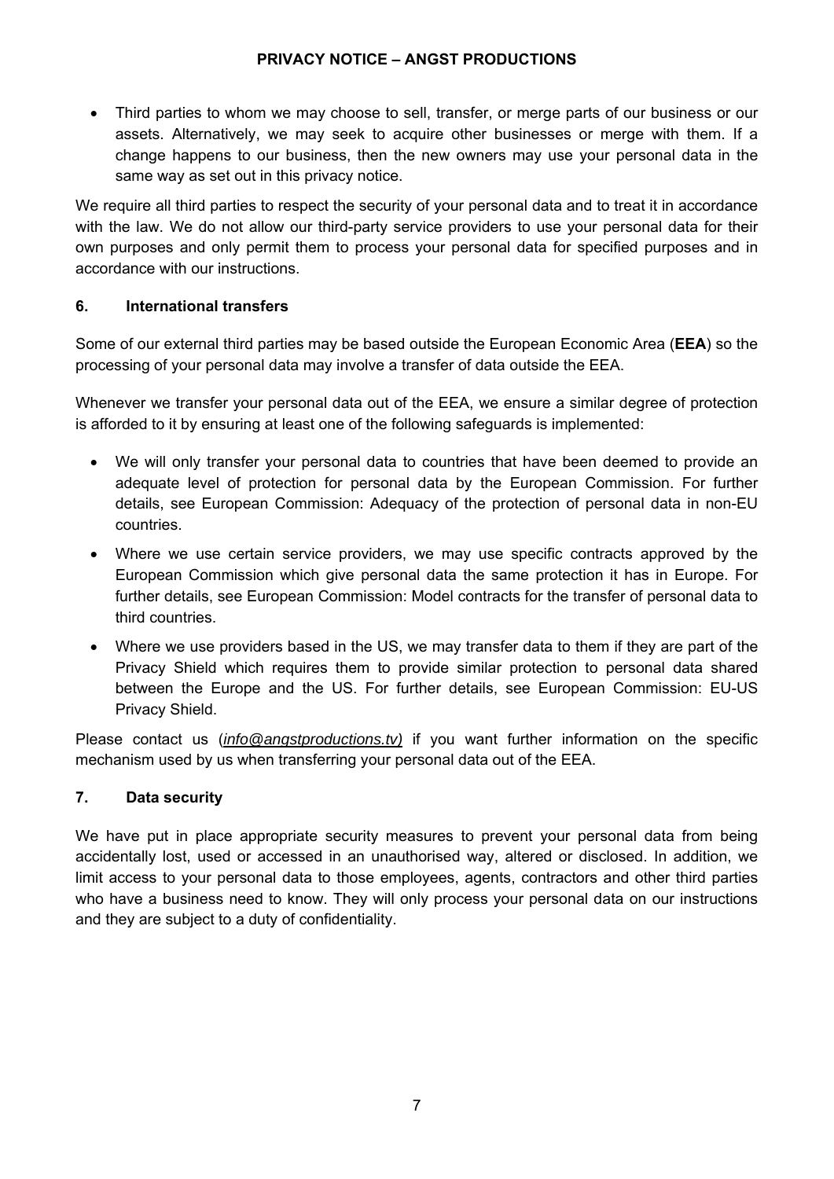- Third parties to whom we may choose to sell, transfer, or merge parts of our business or our assets. Alternatively, we may seek to acquire other businesses or merge with them. If a change happens to our business, then the new owners may use your personal data in the same way as set out in this privacy notice.

We require all third parties to respect the security of your personal data and to treat it in accordance with the law. We do not allow our third-party service providers to use your personal data for their own purposes and only permit them to process your personal data for specified purposes and in accordance with our instructions.

## 6. International transfers

Some of our external third parties may be based outside the European Economic Area (**EEA**) so the processing of your personal data may involve a transfer of data outside the EEA.

Whenever we transfer your personal data out of the EEA, we ensure a similar degree of protection is afforded to it by ensuring at least one of the following safeguards is implemented:

- We will only transfer your personal data to countries that have been deemed to provide an adequate level of protection for personal data by the European Commission. For further details, see European Commission: Adequacy of the protection of personal data in non-EU countries.
- Where we use certain service providers, we may use specific contracts approved by the European Commission which give personal data the same protection it has in Europe. For further details, see European Commission: Model contracts for the transfer of personal data to third countries.
- Where we use providers based in the US, we may transfer data to them if they are part of the Privacy Shield which requires them to provide similar protection to personal data shared between the Europe and the US. For further details, see European Commission: EU-US Privacy Shield.

Please contact us (*info@angstproductions.tv)* if you want further information on the specific mechanism used by us when transferring your personal data out of the EEA.

## 7. Data security

We have put in place appropriate security measures to prevent your personal data from being accidentally lost, used or accessed in an unauthorised way, altered or disclosed. In addition, we limit access to your personal data to those employees, agents, contractors and other third parties who have a business need to know. They will only process your personal data on our instructions and they are subject to a duty of confidentiality.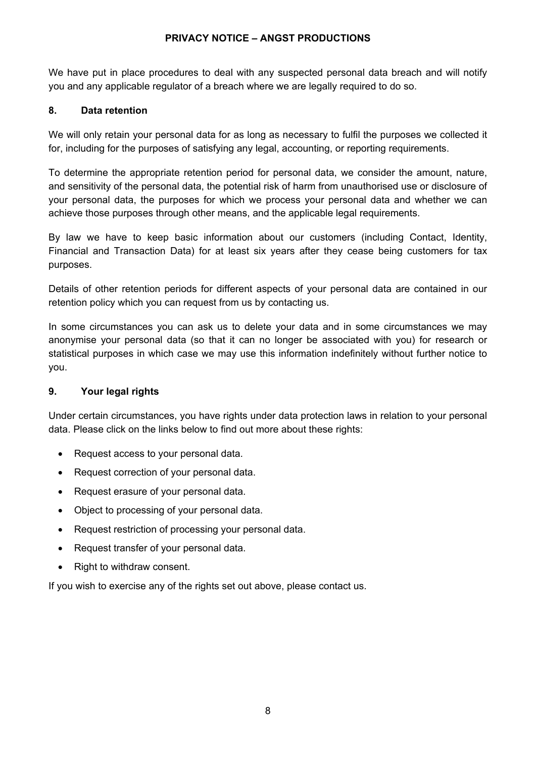We have put in place procedures to deal with any suspected personal data breach and will notify you and any applicable regulator of a breach where we are legally required to do so.

## 8. Data retention

We will only retain your personal data for as long as necessary to fulfil the purposes we collected it for, including for the purposes of satisfying any legal, accounting, or reporting requirements.

To determine the appropriate retention period for personal data, we consider the amount, nature, and sensitivity of the personal data, the potential risk of harm from unauthorised use or disclosure of your personal data, the purposes for which we process your personal data and whether we can achieve those purposes through other means, and the applicable legal requirements.

By law we have to keep basic information about our customers (including Contact, Identity, Financial and Transaction Data) for at least six years after they cease being customers for tax purposes.

Details of other retention periods for different aspects of your personal data are contained in our retention policy which you can request from us by contacting us.

In some circumstances you can ask us to delete your data and in some circumstances we may anonymise your personal data (so that it can no longer be associated with you) for research or statistical purposes in which case we may use this information indefinitely without further notice to you.

## 9. Your legal rights

Under certain circumstances, you have rights under data protection laws in relation to your personal data. Please click on the links below to find out more about these rights:

- Request access to your personal data.
- Request correction of your personal data.
- Request erasure of your personal data.
- Object to processing of your personal data.
- Request restriction of processing your personal data.
- Request transfer of your personal data.
- Right to withdraw consent.

If you wish to exercise any of the rights set out above, please contact us.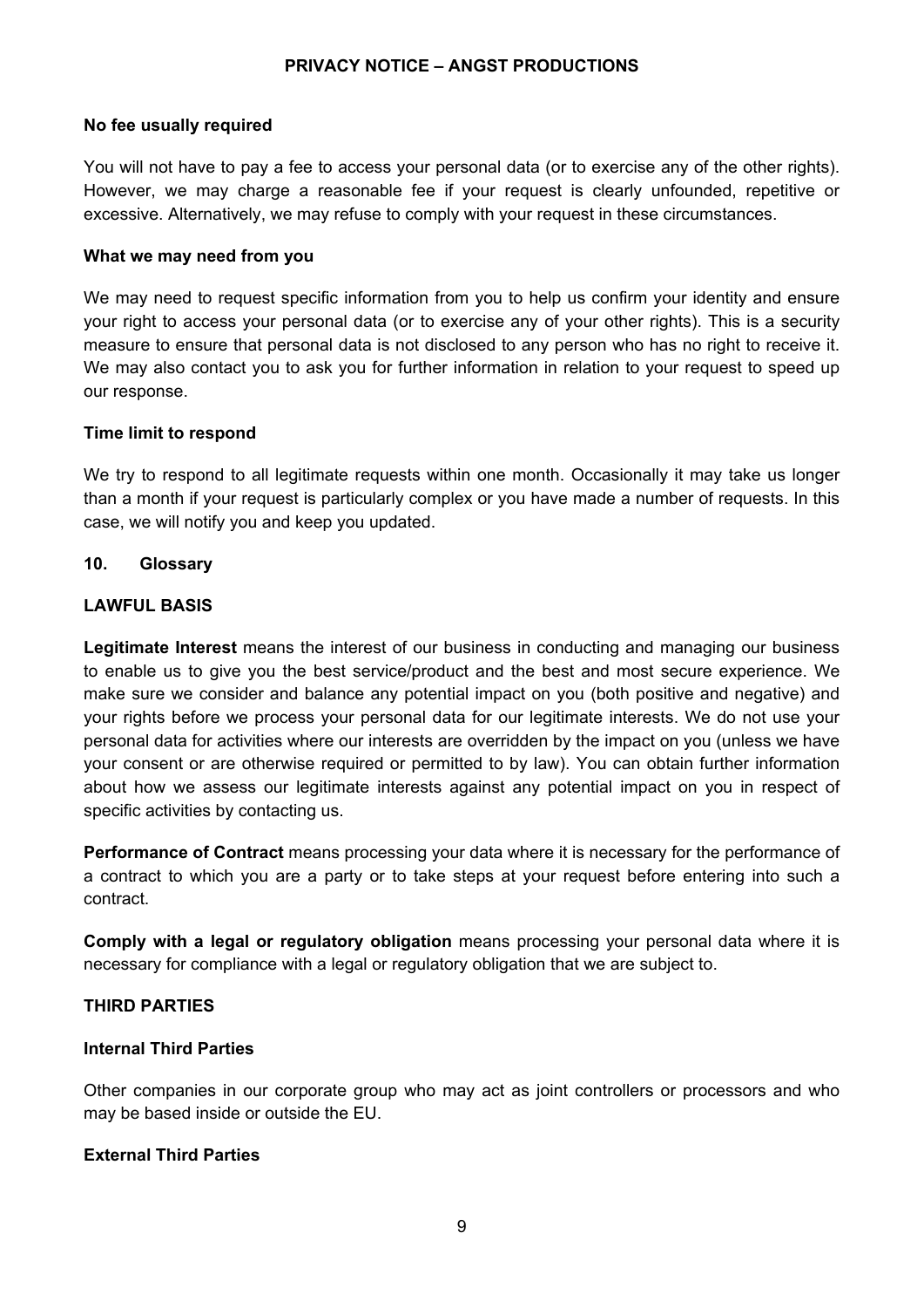**No fee usually required**

You will not have to pay a fee to access your personal data (or to exercise any of the other rights). However, we may charge a reasonable fee if your request is clearly unfounded, repetitive or excessive. Alternatively, we may refuse to comply with your request in these circumstances.

**What we may need from you**

We may need to request specific information from you to help us confirm your identity and ensure your right to access your personal data (or to exercise any of your other rights). This is a security measure to ensure that personal data is not disclosed to any person who has no right to receive it. We may also contact you to ask you for further information in relation to your request to speed up our response.

**Time limit to respond**

We try to respond to all legitimate requests within one month. Occasionally it may take us longer than a month if your request is particularly complex or you have made a number of requests. In this case, we will notify you and keep you updated.

## 10. Glossary

### LAWFUL BASIS

**Legitimate Interest** means the interest of our business in conducting and managing our business to enable us to give you the best service/product and the best and most secure experience. We make sure we consider and balance any potential impact on you (both positive and negative) and your rights before we process your personal data for our legitimate interests. We do not use your personal data for activities where our interests are overridden by the impact on you (unless we have your consent or are otherwise required or permitted to by law). You can obtain further information about how we assess our legitimate interests against any potential impact on you in respect of specific activities by contacting us.

**Performance of Contract** means processing your data where it is necessary for the performance of a contract to which you are a party or to take steps at your request before entering into such a contract.

**Comply with a legal or regulatory obligation** means processing your personal data where it is necessary for compliance with a legal or regulatory obligation that we are subject to.

### THIRD PARTIES

**Internal Third Parties**

Other companies in our corporate group who may act as joint controllers or processors and who may be based inside or outside the EU.

**External Third Parties**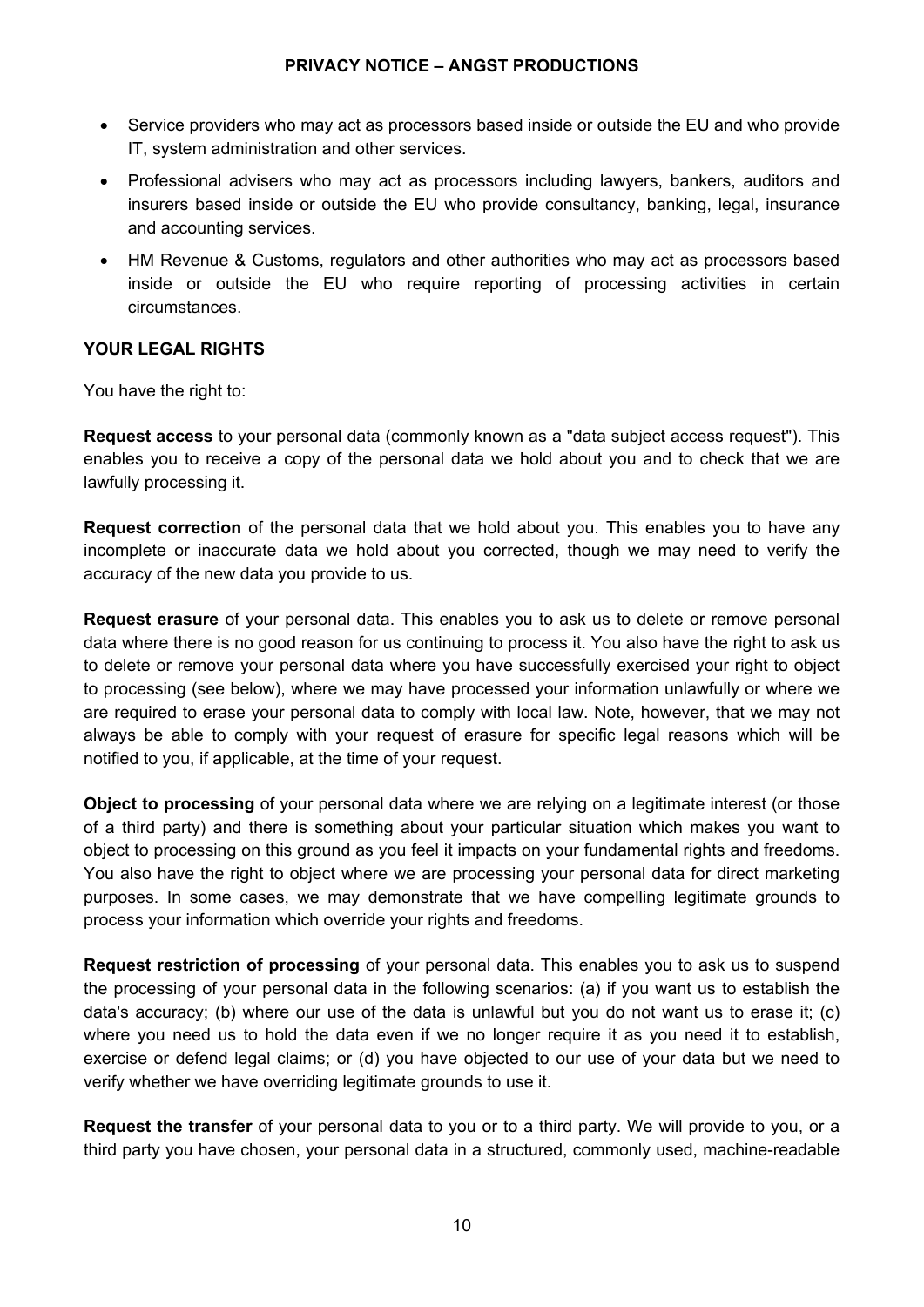- Service providers who may act as processors based inside or outside the EU and who provide IT, system administration and other services.
- Professional advisers who may act as processors including lawyers, bankers, auditors and insurers based inside or outside the EU who provide consultancy, banking, legal, insurance and accounting services.
- HM Revenue & Customs, regulators and other authorities who may act as processors based inside or outside the EU who require reporting of processing activities in certain circumstances.

## YOUR LEGAL RIGHTS

You have the right to:

**Request access** to your personal data (commonly known as a "data subject access request"). This enables you to receive a copy of the personal data we hold about you and to check that we are lawfully processing it.

**Request correction** of the personal data that we hold about you. This enables you to have any incomplete or inaccurate data we hold about you corrected, though we may need to verify the accuracy of the new data you provide to us.

**Request erasure** of your personal data. This enables you to ask us to delete or remove personal data where there is no good reason for us continuing to process it. You also have the right to ask us to delete or remove your personal data where you have successfully exercised your right to object to processing (see below), where we may have processed your information unlawfully or where we are required to erase your personal data to comply with local law. Note, however, that we may not always be able to comply with your request of erasure for specific legal reasons which will be notified to you, if applicable, at the time of your request.

**Object to processing** of your personal data where we are relying on a legitimate interest (or those of a third party) and there is something about your particular situation which makes you want to object to processing on this ground as you feel it impacts on your fundamental rights and freedoms. You also have the right to object where we are processing your personal data for direct marketing purposes. In some cases, we may demonstrate that we have compelling legitimate grounds to process your information which override your rights and freedoms.

**Request restriction of processing** of your personal data. This enables you to ask us to suspend the processing of your personal data in the following scenarios: (a) if you want us to establish the data's accuracy; (b) where our use of the data is unlawful but you do not want us to erase it; (c) where you need us to hold the data even if we no longer require it as you need it to establish, exercise or defend legal claims; or (d) you have objected to our use of your data but we need to verify whether we have overriding legitimate grounds to use it.

**Request the transfer** of your personal data to you or to a third party. We will provide to you, or a third party you have chosen, your personal data in a structured, commonly used, machine-readable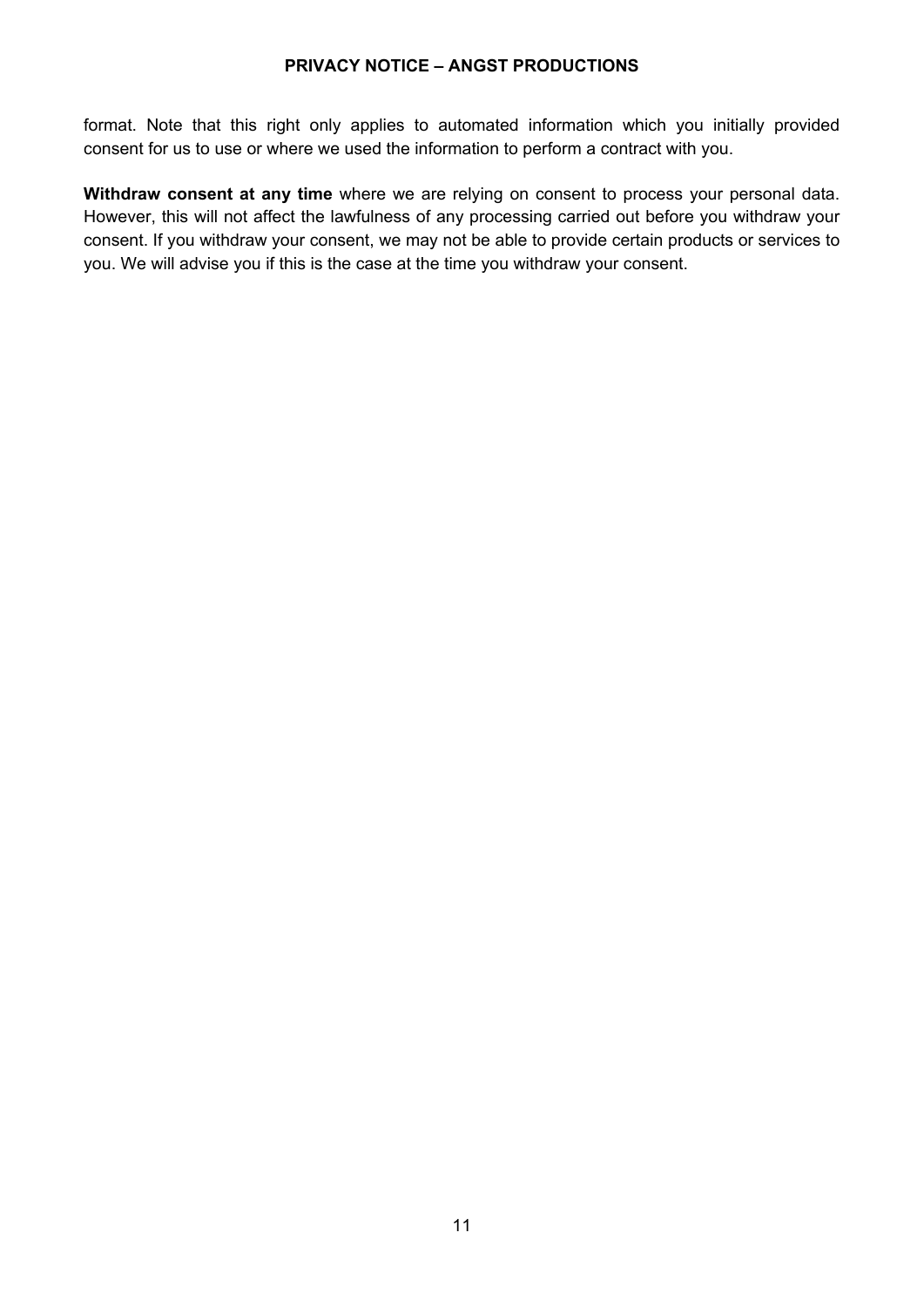format. Note that this right only applies to automated information which you initially provided consent for us to use or where we used the information to perform a contract with you.

**Withdraw consent at any time** where we are relying on consent to process your personal data. However, this will not affect the lawfulness of any processing carried out before you withdraw your consent. If you withdraw your consent, we may not be able to provide certain products or services to you. We will advise you if this is the case at the time you withdraw your consent.